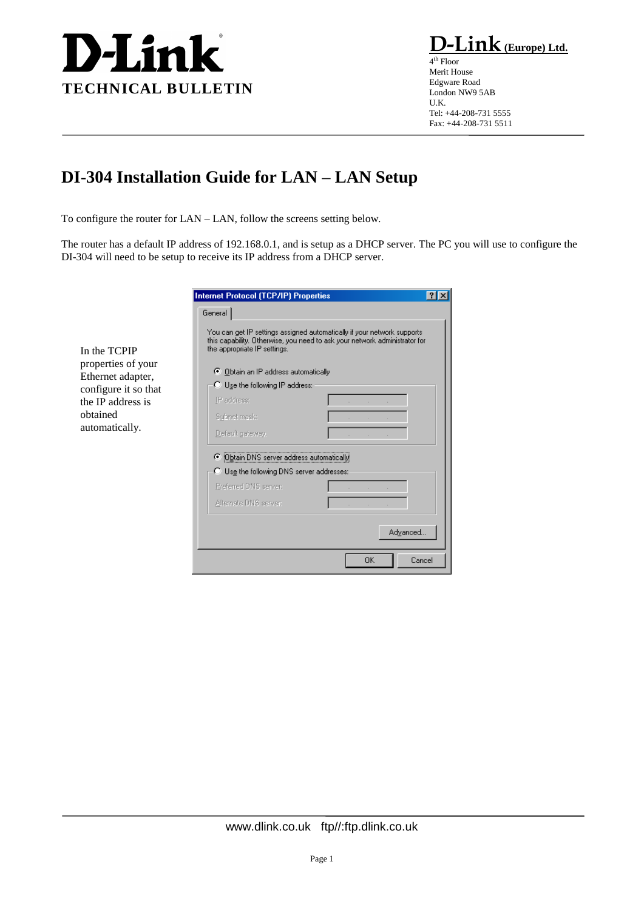**D-Link**

**TECHNICAL BULLETIN**

**D-Link (Europe) Ltd.**
4th Floor
Merit House
Edgware Road
London NW9 5AB
U.K.
Tel: +44-208-731 5555
Fax: +44-208-731 5511

# DI-304 Installation Guide for LAN – LAN Setup

To configure the router for LAN – LAN, follow the screens setting below.

The router has a default IP address of 192.168.0.1, and is setup as a DHCP server. The PC you will use to configure the DI-304 will need to be setup to receive its IP address from a DHCP server.

In the TCPIP properties of your Ethernet adapter, configure it so that the IP address is obtained automatically.

www.dlink.co.uk ftp//:ftp.dlink.co.uk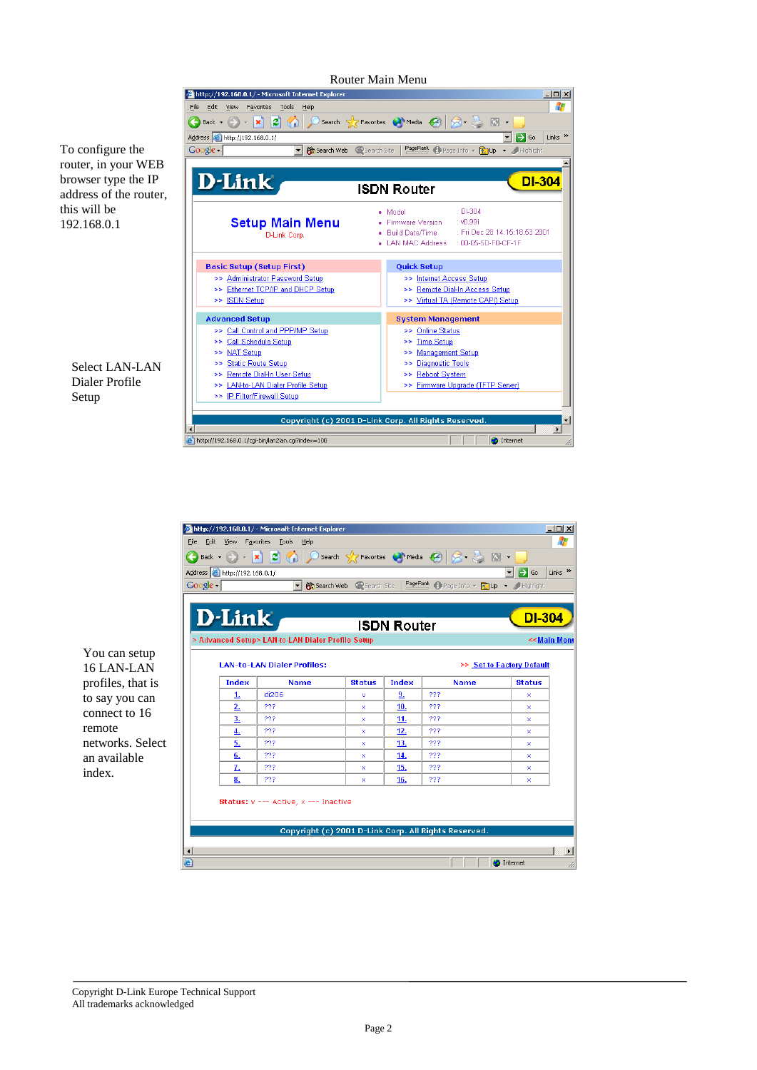Router Main Menu

To configure the router, in your WEB browser type the IP address of the router, this will be 192.168.0.1

Select LAN-LAN Dialer Profile Setup

You can setup 16 LAN-LAN profiles, that is to say you can connect to 16 remote networks. Select an available index.

Copyright D-Link Europe Technical Support
All trademarks acknowledged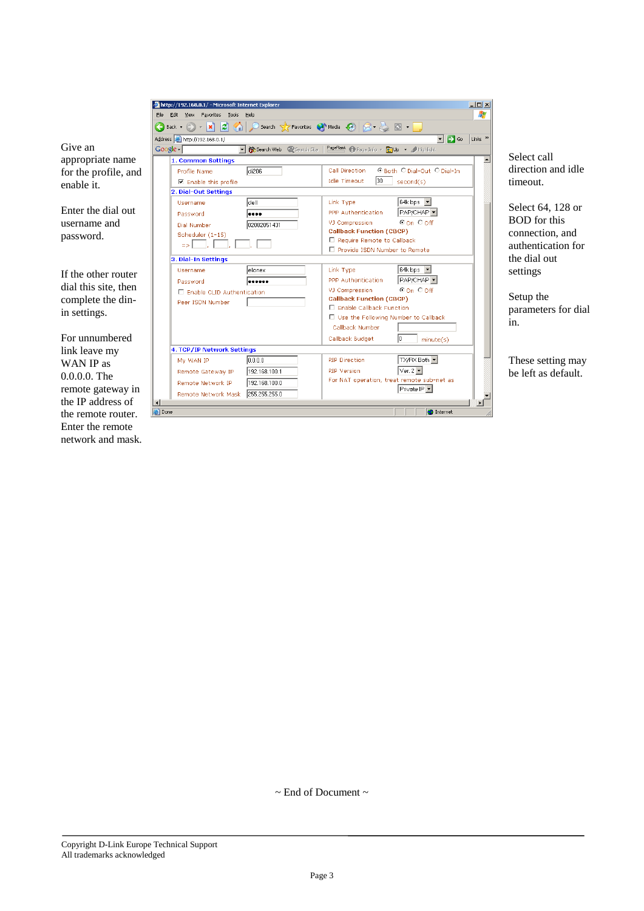Give an appropriate name for the profile, and enable it.

Enter the dial out username and password.

If the other router dial this site, then complete the din-in settings.

For unnumbered link leave my WAN IP as 0.0.0.0. The remote gateway in the IP address of the remote router. Enter the remote network and mask.

Select call direction and idle timeout.

Select 64, 128 or BOD for this connection, and authentication for the dial out settings

Setup the parameters for dial in.

These setting may be left as default.

~ End of Document ~

Copyright D-Link Europe Technical Support
All trademarks acknowledged